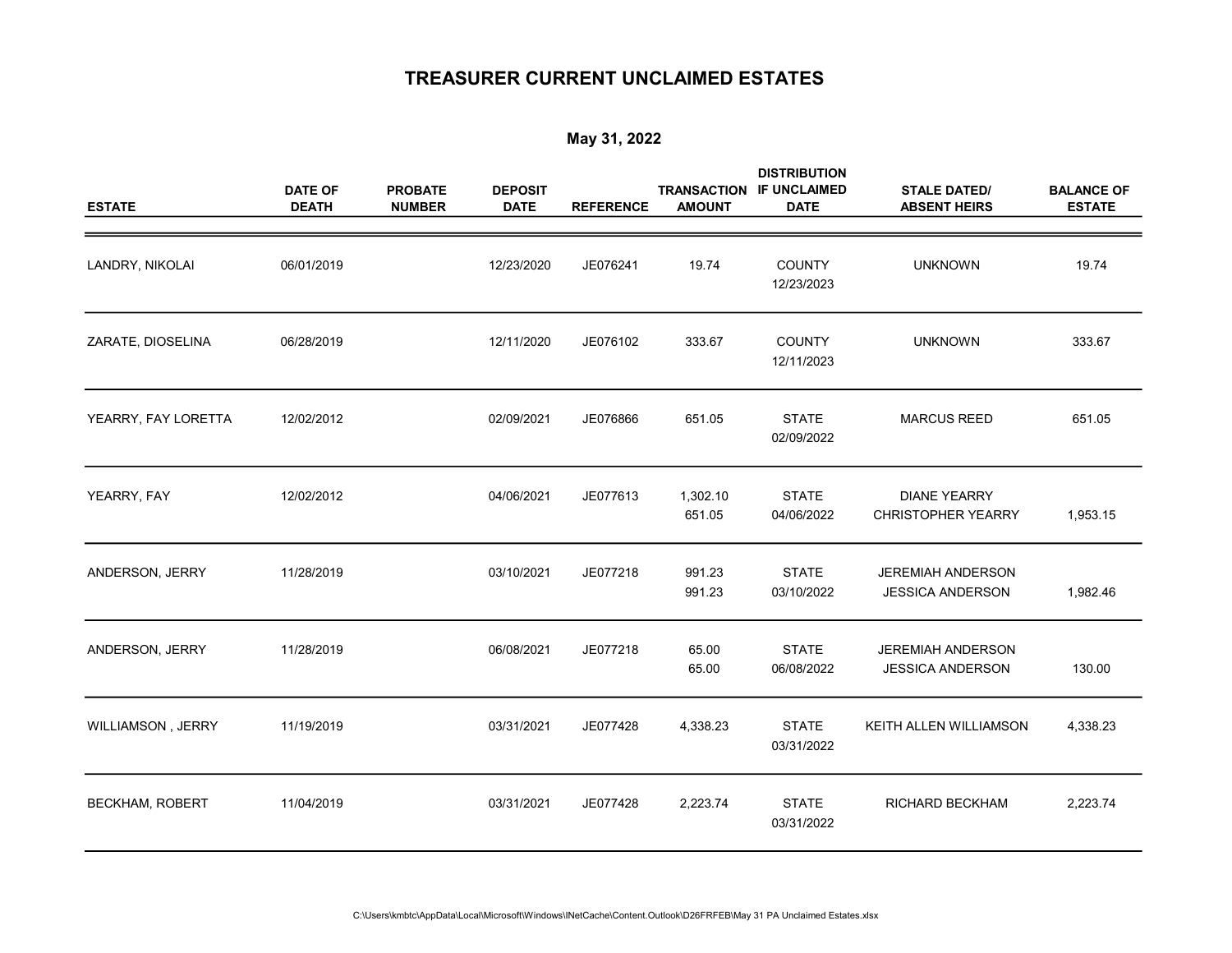# TREASURER CURRENT UNCLAIMED ESTATES

## May 31, 2022

| ESTATE | DATE OF DEATH | PROBATE NUMBER | DEPOSIT DATE | REFERENCE | TRANSACTION AMOUNT | DISTRIBUTION IF UNCLAIMED DATE | STALE DATED/ ABSENT HEIRS | BALANCE OF ESTATE |
|---|---|---|---|---|---|---|---|---|
| LANDRY, NIKOLAI | 06/01/2019 | | 12/23/2020 | JE076241 | 19.74 | COUNTY 12/23/2023 | UNKNOWN | 19.74 |
| ZARATE, DIOSELINA | 06/28/2019 | | 12/11/2020 | JE076102 | 333.67 | COUNTY 12/11/2023 | UNKNOWN | 333.67 |
| YEARRY, FAY LORETTA | 12/02/2012 | | 02/09/2021 | JE076866 | 651.05 | STATE 02/09/2022 | MARCUS REED | 651.05 |
| YEARRY, FAY | 12/02/2012 | | 04/06/2021 | JE077613 | 1,302.10<br>651.05 | STATE 04/06/2022 | DIANE YEARRY<br>CHRISTOPHER YEARRY | 1,953.15 |
| ANDERSON, JERRY | 11/28/2019 | | 03/10/2021 | JE077218 | 991.23<br>991.23 | STATE 03/10/2022 | JEREMIAH ANDERSON<br>JESSICA ANDERSON | 1,982.46 |
| ANDERSON, JERRY | 11/28/2019 | | 06/08/2021 | JE077218 | 65.00<br>65.00 | STATE 06/08/2022 | JEREMIAH ANDERSON<br>JESSICA ANDERSON | 130.00 |
| WILLIAMSON , JERRY | 11/19/2019 | | 03/31/2021 | JE077428 | 4,338.23 | STATE 03/31/2022 | KEITH ALLEN WILLIAMSON | 4,338.23 |
| BECKHAM, ROBERT | 11/04/2019 | | 03/31/2021 | JE077428 | 2,223.74 | STATE 03/31/2022 | RICHARD BECKHAM | 2,223.74 |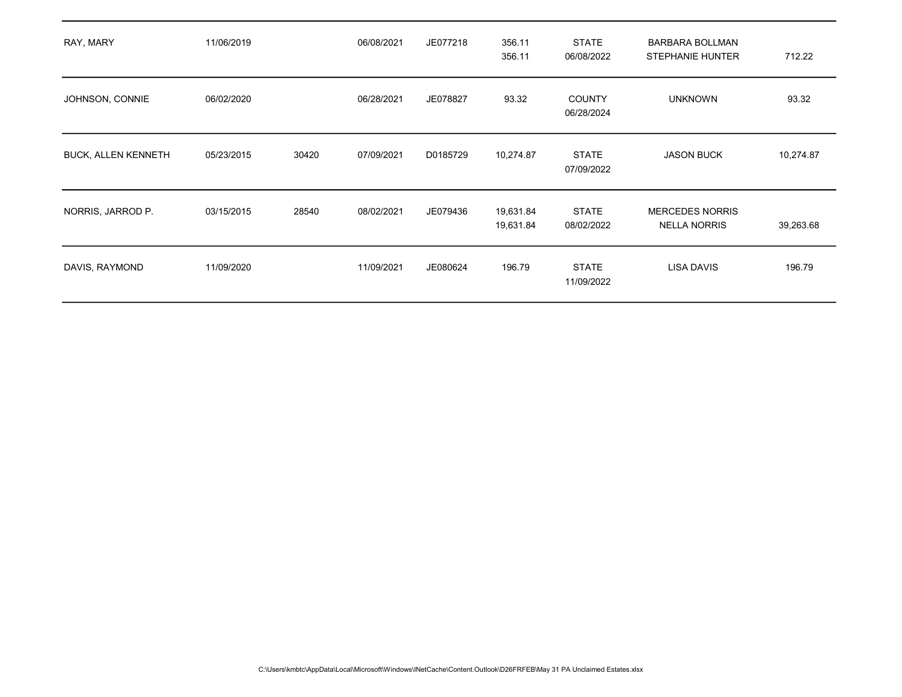| | | | | | | | | |
|---|---|---|---|---|---|---|---|---|
| RAY, MARY | 11/06/2019 | | 06/08/2021 | JE077218 | 356.11<br>356.11 | STATE<br>06/08/2022 | BARBARA BOLLMAN<br>STEPHANIE HUNTER | 712.22 |
| JOHNSON, CONNIE | 06/02/2020 | | 06/28/2021 | JE078827 | 93.32 | COUNTY<br>06/28/2024 | UNKNOWN | 93.32 |
| BUCK, ALLEN KENNETH | 05/23/2015 | 30420 | 07/09/2021 | D0185729 | 10,274.87 | STATE<br>07/09/2022 | JASON BUCK | 10,274.87 |
| NORRIS, JARROD P. | 03/15/2015 | 28540 | 08/02/2021 | JE079436 | 19,631.84<br>19,631.84 | STATE<br>08/02/2022 | MERCEDES NORRIS<br>NELLA NORRIS | 39,263.68 |
| DAVIS, RAYMOND | 11/09/2020 | | 11/09/2021 | JE080624 | 196.79 | STATE<br>11/09/2022 | LISA DAVIS | 196.79 |

C:\Users\kmbtc\AppData\Local\Microsoft\Windows\INetCache\Content.Outlook\D26FRFEB\May 31 PA Unclaimed Estates.xlsx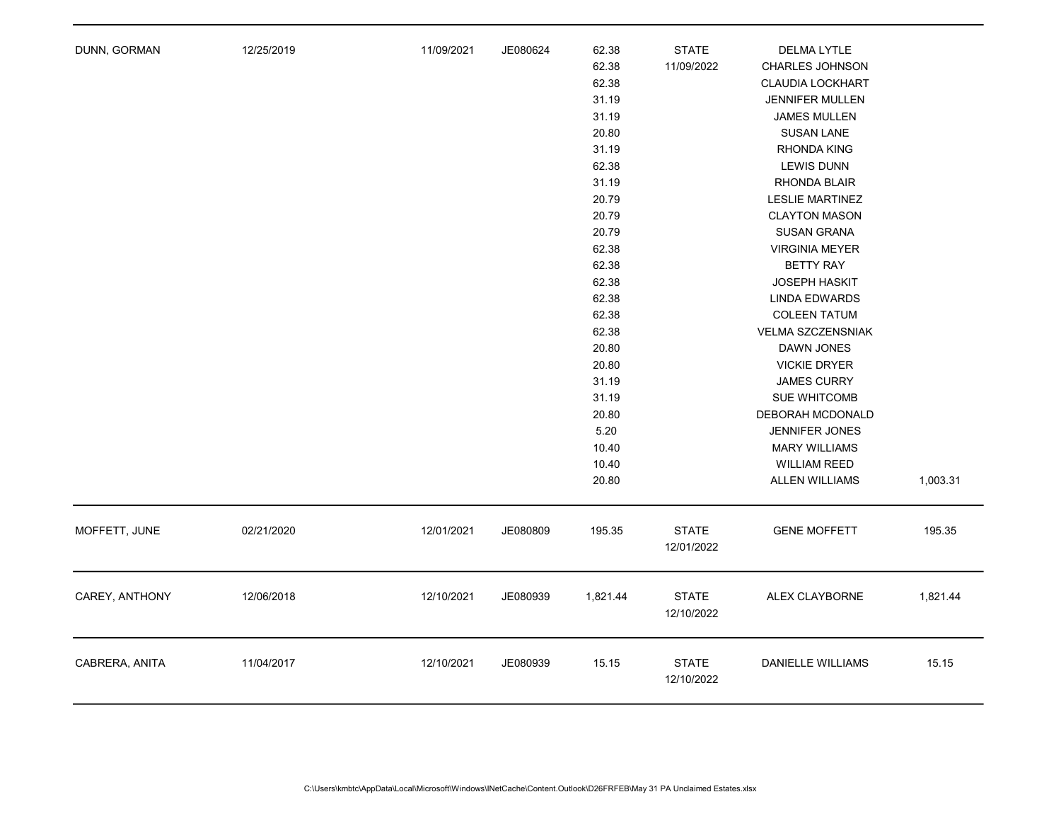| | | | | | | | |
|---|---|---|---|---|---|---|---|
| DUNN, GORMAN | 12/25/2019 | 11/09/2021 | JE080624 | 62.38 | STATE | DELMA LYTLE | |
| | | | | 62.38 | 11/09/2022 | CHARLES JOHNSON | |
| | | | | 62.38 | | CLAUDIA LOCKHART | |
| | | | | 31.19 | | JENNIFER MULLEN | |
| | | | | 31.19 | | JAMES MULLEN | |
| | | | | 20.80 | | SUSAN LANE | |
| | | | | 31.19 | | RHONDA KING | |
| | | | | 62.38 | | LEWIS DUNN | |
| | | | | 31.19 | | RHONDA BLAIR | |
| | | | | 20.79 | | LESLIE MARTINEZ | |
| | | | | 20.79 | | CLAYTON MASON | |
| | | | | 20.79 | | SUSAN GRANA | |
| | | | | 62.38 | | VIRGINIA MEYER | |
| | | | | 62.38 | | BETTY RAY | |
| | | | | 62.38 | | JOSEPH HASKIT | |
| | | | | 62.38 | | LINDA EDWARDS | |
| | | | | 62.38 | | COLEEN TATUM | |
| | | | | 62.38 | | VELMA SZCZENSNIAK | |
| | | | | 20.80 | | DAWN JONES | |
| | | | | 20.80 | | VICKIE DRYER | |
| | | | | 31.19 | | JAMES CURRY | |
| | | | | 31.19 | | SUE WHITCOMB | |
| | | | | 20.80 | | DEBORAH MCDONALD | |
| | | | | 5.20 | | JENNIFER JONES | |
| | | | | 10.40 | | MARY WILLIAMS | |
| | | | | 10.40 | | WILLIAM REED | |
| | | | | 20.80 | | ALLEN WILLIAMS | 1,003.31 |
| MOFFETT, JUNE | 02/21/2020 | 12/01/2021 | JE080809 | 195.35 | STATE 12/01/2022 | GENE MOFFETT | 195.35 |
| CAREY, ANTHONY | 12/06/2018 | 12/10/2021 | JE080939 | 1,821.44 | STATE 12/10/2022 | ALEX CLAYBORNE | 1,821.44 |
| CABRERA, ANITA | 11/04/2017 | 12/10/2021 | JE080939 | 15.15 | STATE 12/10/2022 | DANIELLE WILLIAMS | 15.15 |

C:\Users\kmbtc\AppData\Local\Microsoft\Windows\INetCache\Content.Outlook\D26FRFEB\May 31 PA Unclaimed Estates.xlsx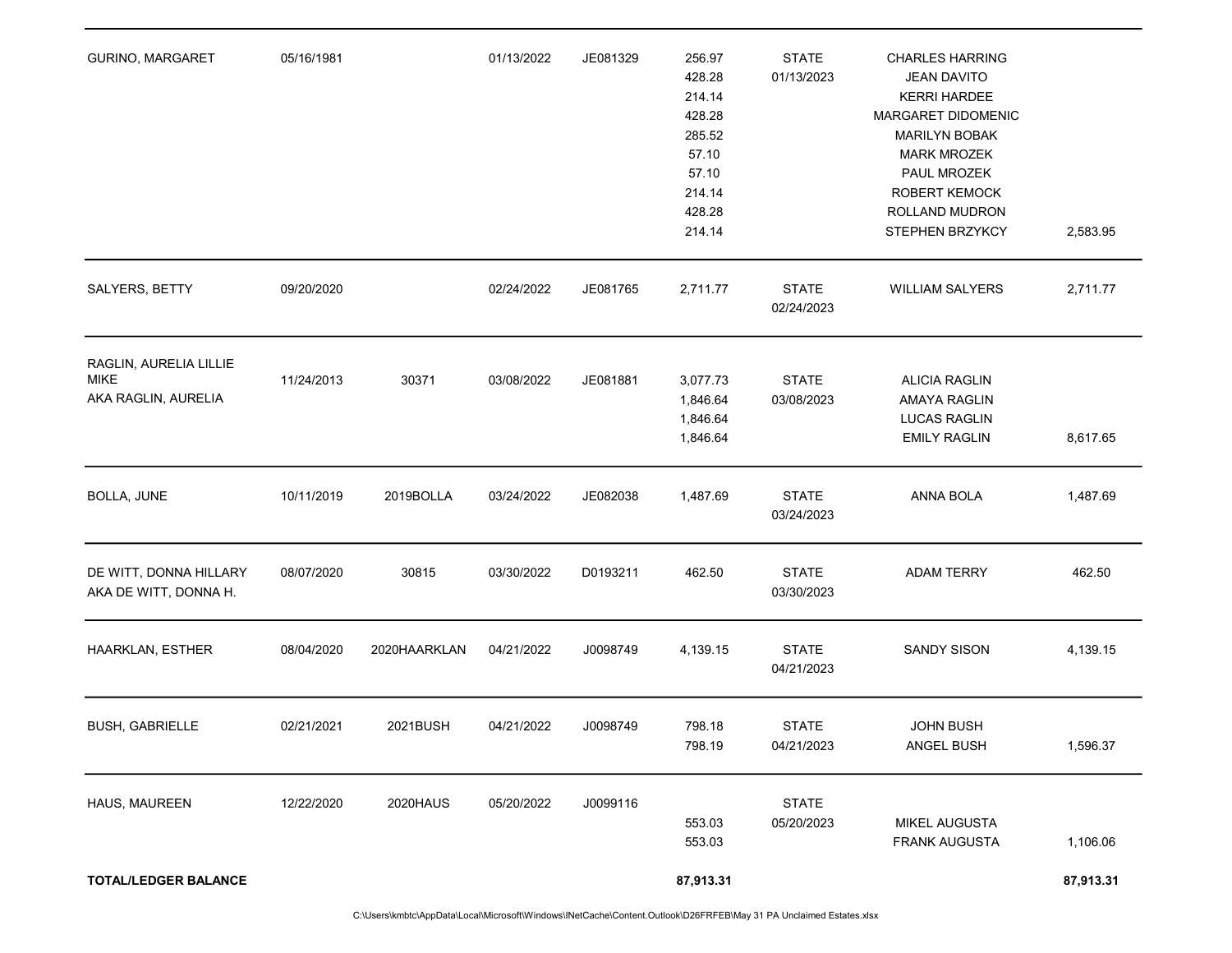| | | | | | | | | |
|---|---|---|---|---|---|---|---|---|
| GURINO, MARGARET | 05/16/1981 | | 01/13/2022 | JE081329 | 256.97<br>428.28<br>214.14<br>428.28<br>285.52<br>57.10<br>57.10<br>214.14<br>428.28<br>214.14 | STATE<br>01/13/2023 | CHARLES HARRING<br>JEAN DAVITO<br>KERRI HARDEE<br>MARGARET DIDOMENIC<br>MARILYN BOBAK<br>MARK MROZEK<br>PAUL MROZEK<br>ROBERT KEMOCK<br>ROLLAND MUDRON<br>STEPHEN BRZYKCY | 2,583.95 |
| SALYERS, BETTY | 09/20/2020 | | 02/24/2022 | JE081765 | 2,711.77 | STATE<br>02/24/2023 | WILLIAM SALYERS | 2,711.77 |
| RAGLIN, AURELIA LILLIE MIKE<br>AKA RAGLIN, AURELIA | 11/24/2013 | 30371 | 03/08/2022 | JE081881 | 3,077.73<br>1,846.64<br>1,846.64<br>1,846.64 | STATE<br>03/08/2023 | ALICIA RAGLIN<br>AMAYA RAGLIN<br>LUCAS RAGLIN<br>EMILY RAGLIN | 8,617.65 |
| BOLLA, JUNE | 10/11/2019 | 2019BOLLA | 03/24/2022 | JE082038 | 1,487.69 | STATE<br>03/24/2023 | ANNA BOLA | 1,487.69 |
| DE WITT, DONNA HILLARY<br>AKA DE WITT, DONNA H. | 08/07/2020 | 30815 | 03/30/2022 | D0193211 | 462.50 | STATE<br>03/30/2023 | ADAM TERRY | 462.50 |
| HAARKLAN, ESTHER | 08/04/2020 | 2020HAARKLAN | 04/21/2022 | J0098749 | 4,139.15 | STATE<br>04/21/2023 | SANDY SISON | 4,139.15 |
| BUSH, GABRIELLE | 02/21/2021 | 2021BUSH | 04/21/2022 | J0098749 | 798.18<br>798.19 | STATE<br>04/21/2023 | JOHN BUSH<br>ANGEL BUSH | 1,596.37 |
| HAUS, MAUREEN | 12/22/2020 | 2020HAUS | 05/20/2022 | J0099116 | 553.03<br>553.03 | STATE<br>05/20/2023 | MIKEL AUGUSTA<br>FRANK AUGUSTA | 1,106.06 |
| **TOTAL/LEDGER BALANCE** | | | | | **87,913.31** | | | **87,913.31** |

C:\Users\kmbtc\AppData\Local\Microsoft\Windows\INetCache\Content.Outlook\D26FRFEB\May 31 PA Unclaimed Estates.xlsx